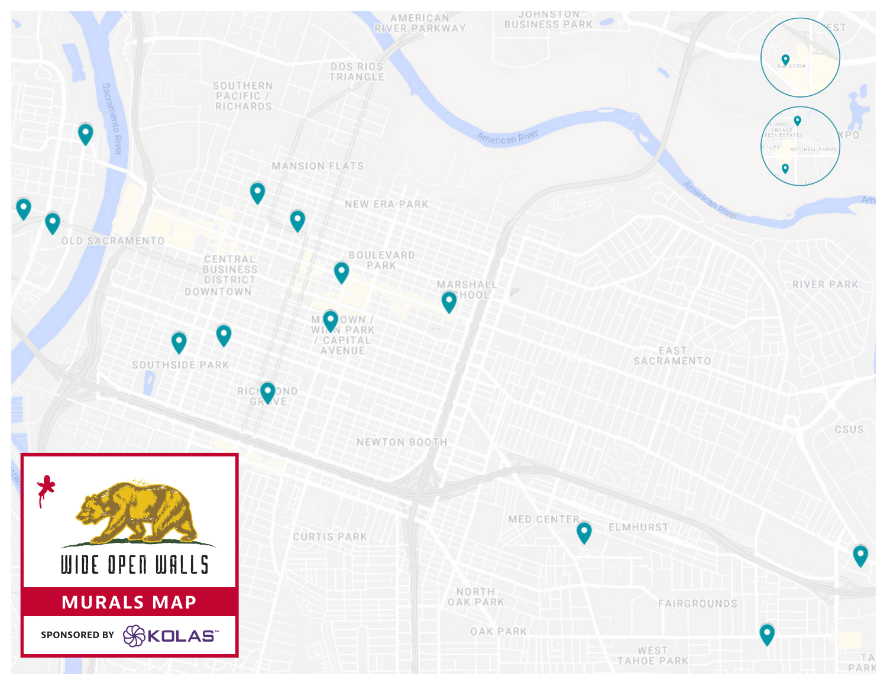# WIDE OPEN WALLS

## MURALS MAP

SPONSORED BY KOLAS™

AMERICAN RIVER PARKWAY

JOHNSTON BUSINESS PARK

DOS RIOS TRIANGLE

SOUTHERN PACIFIC / RICHARDS

American River

MANSION FLATS

NEW ERA PARK

OLD SACRAMENTO

Sacramento River

CENTRAL BUSINESS DISTRICT

DOWNTOWN

BOULEVARD PARK

MARSHALL SCHOOL

RIVER PARK

MIDTOWN / WINN PARK / CAPITAL AVENUE

EAST SACRAMENTO

SOUTHSIDE PARK

RICHMOND GROVE

CSUS

NEWTON BOOTH

CURTIS PARK

MED CENTER

ELMHURST

NORTH OAK PARK

FAIRGROUNDS

OAK PARK

WEST TAHOE PARK

TAHOE PARK

GALLERIA

OAKS ARCADE CREEK ESTATES

VILLAS

MITCHELL FARMS

EXPO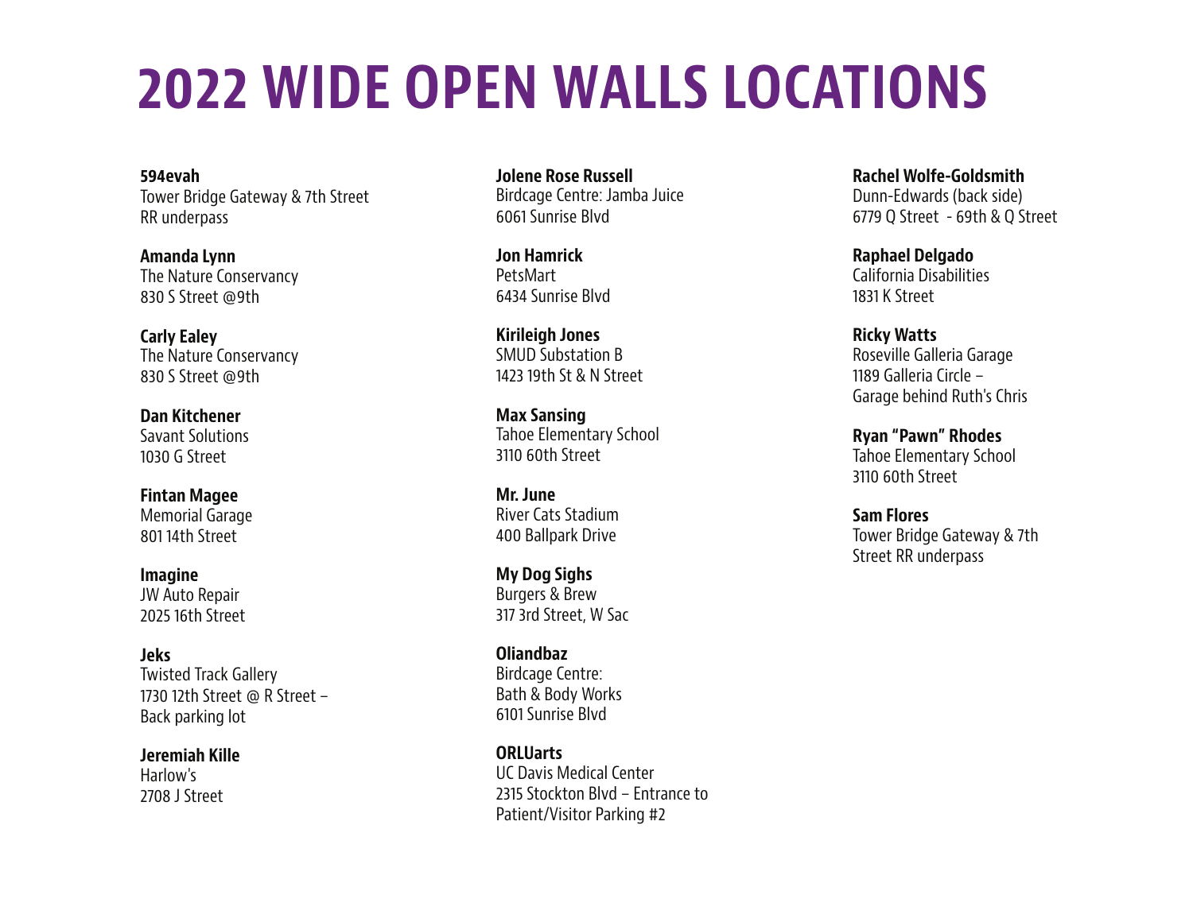# 2022 WIDE OPEN WALLS LOCATIONS

**594evah**
Tower Bridge Gateway & 7th Street
RR underpass

**Amanda Lynn**
The Nature Conservancy
830 S Street @9th

**Carly Ealey**
The Nature Conservancy
830 S Street @9th

**Dan Kitchener**
Savant Solutions
1030 G Street

**Fintan Magee**
Memorial Garage
801 14th Street

**Imagine**
JW Auto Repair
2025 16th Street

**Jeks**
Twisted Track Gallery
1730 12th Street @ R Street –
Back parking lot

**Jeremiah Kille**
Harlow's
2708 J Street

**Jolene Rose Russell**
Birdcage Centre: Jamba Juice
6061 Sunrise Blvd

**Jon Hamrick**
PetsMart
6434 Sunrise Blvd

**Kirileigh Jones**
SMUD Substation B
1423 19th St & N Street

**Max Sansing**
Tahoe Elementary School
3110 60th Street

**Mr. June**
River Cats Stadium
400 Ballpark Drive

**My Dog Sighs**
Burgers & Brew
317 3rd Street, W Sac

**Oliandbaz**
Birdcage Centre:
Bath & Body Works
6101 Sunrise Blvd

**ORLUarts**
UC Davis Medical Center
2315 Stockton Blvd – Entrance to
Patient/Visitor Parking #2

**Rachel Wolfe-Goldsmith**
Dunn-Edwards (back side)
6779 Q Street - 69th & Q Street

**Raphael Delgado**
California Disabilities
1831 K Street

**Ricky Watts**
Roseville Galleria Garage
1189 Galleria Circle –
Garage behind Ruth's Chris

**Ryan "Pawn" Rhodes**
Tahoe Elementary School
3110 60th Street

**Sam Flores**
Tower Bridge Gateway & 7th
Street RR underpass